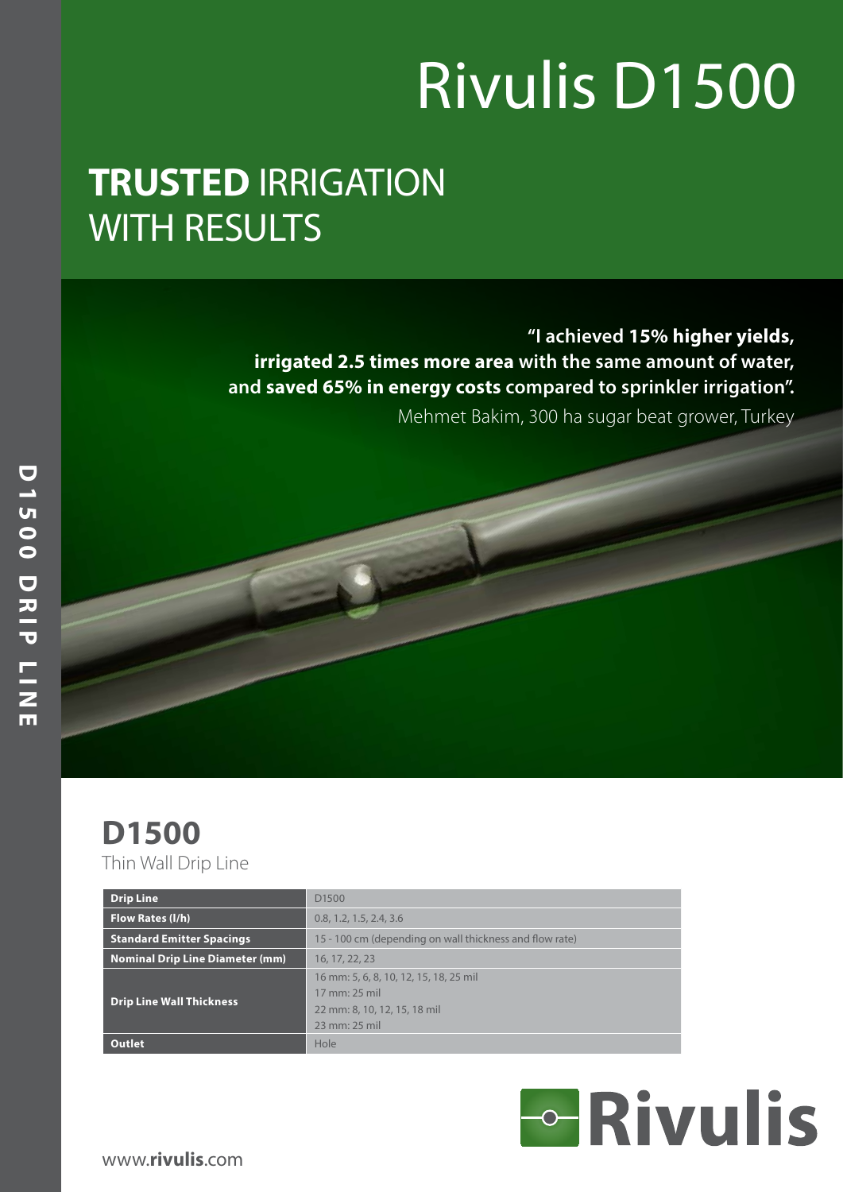# Rivulis D1500

## **TRUSTED** IRRIGATION WITH RESULTS

**"I achieved 15% higher yields, irrigated 2.5 times more area** with the same amount of water, and **saved 65% in energy costs** compared to sprinkler irrigation".

Mehmet Bakim, 300 ha sugar beat grower, Turkey

D1500 DRIP LINE

## D1500

Thin Wall Drip Line

| Drip Line | D1500 |
|---|---|
| Flow Rates (l/h) | 0.8, 1.2, 1.5, 2.4, 3.6 |
| Standard Emitter Spacings | 15 - 100 cm (depending on wall thickness and flow rate) |
| Nominal Drip Line Diameter (mm) | 16, 17, 22, 23 |
| Drip Line Wall Thickness | 16 mm: 5, 6, 8, 10, 12, 15, 18, 25 mil<br>17 mm: 25 mil<br>22 mm: 8, 10, 12, 15, 18 mil<br>23 mm: 25 mil |
| Outlet | Hole |

Rivulis

www.**rivulis**.com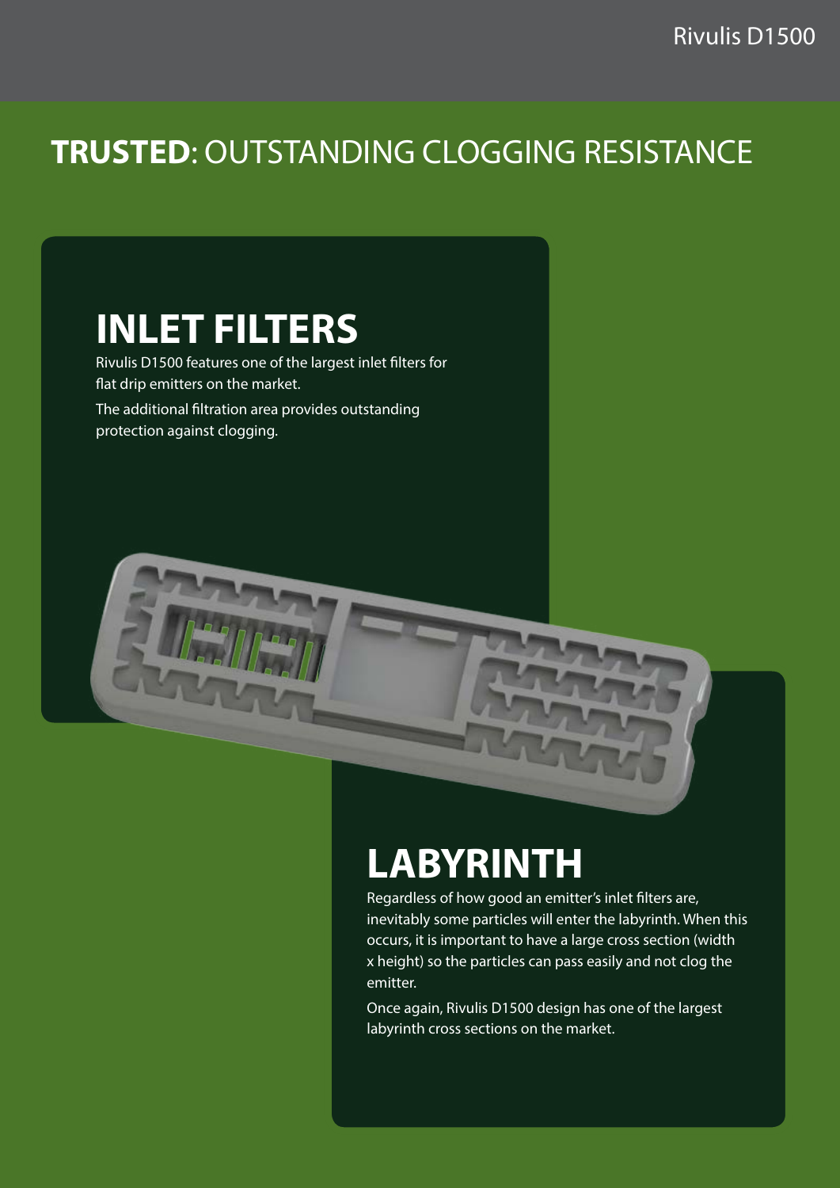# **TRUSTED**: OUTSTANDING CLOGGING RESISTANCE

## INLET FILTERS

Rivulis D1500 features one of the largest inlet filters for flat drip emitters on the market.

The additional filtration area provides outstanding protection against clogging.

## LABYRINTH

Regardless of how good an emitter's inlet filters are, inevitably some particles will enter the labyrinth. When this occurs, it is important to have a large cross section (width x height) so the particles can pass easily and not clog the emitter.

Once again, Rivulis D1500 design has one of the largest labyrinth cross sections on the market.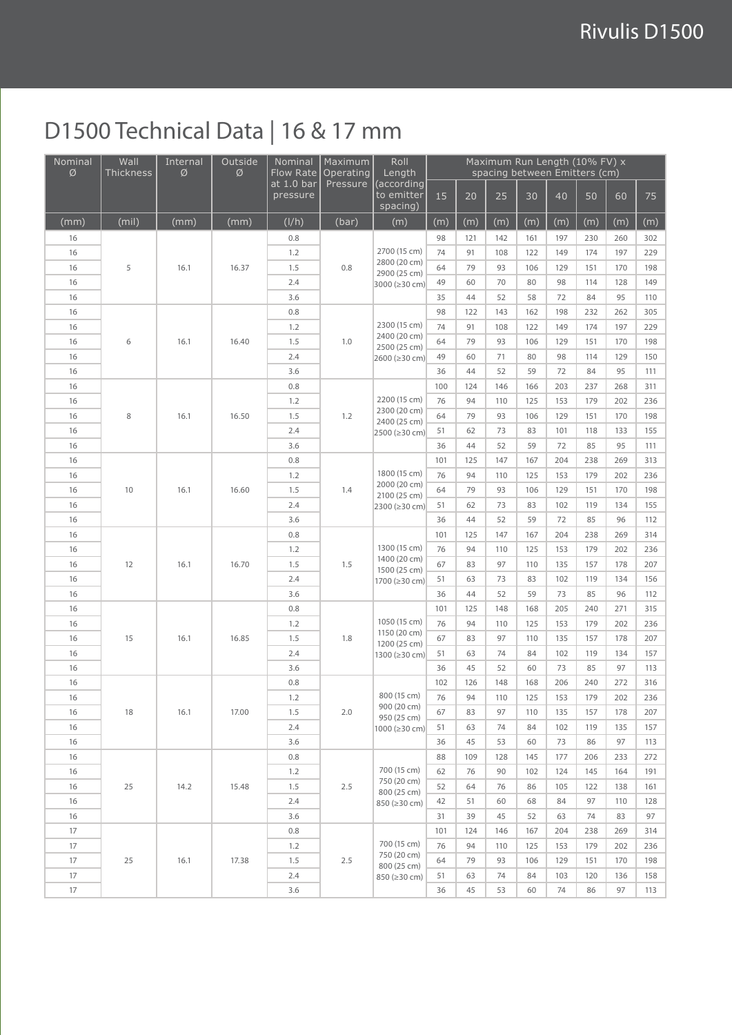## D1500 Technical Data | 16 & 17 mm

| Nominal Ø | Wall Thickness | Internal Ø | Outside Ø | Nominal Flow Rate at 1.0 bar pressure | Maximum Operating Pressure | Roll Length (according to emitter spacing) | Maximum Run Length (10% FV) x spacing between Emitters (cm) | | | | | | | |
|---|---|---|---|---|---|---|---|---|---|---|---|---|---|---|
| | | | | | | | 15 | 20 | 25 | 30 | 40 | 50 | 60 | 75 |
| (mm) | (mil) | (mm) | (mm) | (l/h) | (bar) | (m) | (m) | (m) | (m) | (m) | (m) | (m) | (m) | (m) |
| 16 | 5 | 16.1 | 16.37 | 0.8 | 0.8 | 2700 (15 cm) 2800 (20 cm) 2900 (25 cm) 3000 (≥30 cm) | 98 | 121 | 142 | 161 | 197 | 230 | 260 | 302 |
| 16 | | | | 1.2 | | | 74 | 91 | 108 | 122 | 149 | 174 | 197 | 229 |
| 16 | | | | 1.5 | | | 64 | 79 | 93 | 106 | 129 | 151 | 170 | 198 |
| 16 | | | | 2.4 | | | 49 | 60 | 70 | 80 | 98 | 114 | 128 | 149 |
| 16 | | | | 3.6 | | | 35 | 44 | 52 | 58 | 72 | 84 | 95 | 110 |
| 16 | 6 | 16.1 | 16.40 | 0.8 | 1.0 | 2300 (15 cm) 2400 (20 cm) 2500 (25 cm) 2600 (≥30 cm) | 98 | 122 | 143 | 162 | 198 | 232 | 262 | 305 |
| 16 | | | | 1.2 | | | 74 | 91 | 108 | 122 | 149 | 174 | 197 | 229 |
| 16 | | | | 1.5 | | | 64 | 79 | 93 | 106 | 129 | 151 | 170 | 198 |
| 16 | | | | 2.4 | | | 49 | 60 | 71 | 80 | 98 | 114 | 129 | 150 |
| 16 | | | | 3.6 | | | 36 | 44 | 52 | 59 | 72 | 84 | 95 | 111 |
| 16 | 8 | 16.1 | 16.50 | 0.8 | 1.2 | 2200 (15 cm) 2300 (20 cm) 2400 (25 cm) 2500 (≥30 cm) | 100 | 124 | 146 | 166 | 203 | 237 | 268 | 311 |
| 16 | | | | 1.2 | | | 76 | 94 | 110 | 125 | 153 | 179 | 202 | 236 |
| 16 | | | | 1.5 | | | 64 | 79 | 93 | 106 | 129 | 151 | 170 | 198 |
| 16 | | | | 2.4 | | | 51 | 62 | 73 | 83 | 101 | 118 | 133 | 155 |
| 16 | | | | 3.6 | | | 36 | 44 | 52 | 59 | 72 | 85 | 95 | 111 |
| 16 | 10 | 16.1 | 16.60 | 0.8 | 1.4 | 1800 (15 cm) 2000 (20 cm) 2100 (25 cm) 2300 (≥30 cm) | 101 | 125 | 147 | 167 | 204 | 238 | 269 | 313 |
| 16 | | | | 1.2 | | | 76 | 94 | 110 | 125 | 153 | 179 | 202 | 236 |
| 16 | | | | 1.5 | | | 64 | 79 | 93 | 106 | 129 | 151 | 170 | 198 |
| 16 | | | | 2.4 | | | 51 | 62 | 73 | 83 | 102 | 119 | 134 | 155 |
| 16 | | | | 3.6 | | | 36 | 44 | 52 | 59 | 72 | 85 | 96 | 112 |
| 16 | 12 | 16.1 | 16.70 | 0.8 | 1.5 | 1300 (15 cm) 1400 (20 cm) 1500 (25 cm) 1700 (≥30 cm) | 101 | 125 | 147 | 167 | 204 | 238 | 269 | 314 |
| 16 | | | | 1.2 | | | 76 | 94 | 110 | 125 | 153 | 179 | 202 | 236 |
| 16 | | | | 1.5 | | | 67 | 83 | 97 | 110 | 135 | 157 | 178 | 207 |
| 16 | | | | 2.4 | | | 51 | 63 | 73 | 83 | 102 | 119 | 134 | 156 |
| 16 | | | | 3.6 | | | 36 | 44 | 52 | 59 | 73 | 85 | 96 | 112 |
| 16 | 15 | 16.1 | 16.85 | 0.8 | 1.8 | 1050 (15 cm) 1150 (20 cm) 1200 (25 cm) 1300 (≥30 cm) | 101 | 125 | 148 | 168 | 205 | 240 | 271 | 315 |
| 16 | | | | 1.2 | | | 76 | 94 | 110 | 125 | 153 | 179 | 202 | 236 |
| 16 | | | | 1.5 | | | 67 | 83 | 97 | 110 | 135 | 157 | 178 | 207 |
| 16 | | | | 2.4 | | | 51 | 63 | 74 | 84 | 102 | 119 | 134 | 157 |
| 16 | | | | 3.6 | | | 36 | 45 | 52 | 60 | 73 | 85 | 97 | 113 |
| 16 | 18 | 16.1 | 17.00 | 0.8 | 2.0 | 800 (15 cm) 900 (20 cm) 950 (25 cm) 1000 (≥30 cm) | 102 | 126 | 148 | 168 | 206 | 240 | 272 | 316 |
| 16 | | | | 1.2 | | | 76 | 94 | 110 | 125 | 153 | 179 | 202 | 236 |
| 16 | | | | 1.5 | | | 67 | 83 | 97 | 110 | 135 | 157 | 178 | 207 |
| 16 | | | | 2.4 | | | 51 | 63 | 74 | 84 | 102 | 119 | 135 | 157 |
| 16 | | | | 3.6 | | | 36 | 45 | 53 | 60 | 73 | 86 | 97 | 113 |
| 16 | 25 | 14.2 | 15.48 | 0.8 | 2.5 | 700 (15 cm) 750 (20 cm) 800 (25 cm) 850 (≥30 cm) | 88 | 109 | 128 | 145 | 177 | 206 | 233 | 272 |
| 16 | | | | 1.2 | | | 62 | 76 | 90 | 102 | 124 | 145 | 164 | 191 |
| 16 | | | | 1.5 | | | 52 | 64 | 76 | 86 | 105 | 122 | 138 | 161 |
| 16 | | | | 2.4 | | | 42 | 51 | 60 | 68 | 84 | 97 | 110 | 128 |
| 16 | | | | 3.6 | | | 31 | 39 | 45 | 52 | 63 | 74 | 83 | 97 |
| 17 | 25 | 16.1 | 17.38 | 0.8 | 2.5 | 700 (15 cm) 750 (20 cm) 800 (25 cm) 850 (≥30 cm) | 101 | 124 | 146 | 167 | 204 | 238 | 269 | 314 |
| 17 | | | | 1.2 | | | 76 | 94 | 110 | 125 | 153 | 179 | 202 | 236 |
| 17 | | | | 1.5 | | | 64 | 79 | 93 | 106 | 129 | 151 | 170 | 198 |
| 17 | | | | 2.4 | | | 51 | 63 | 74 | 84 | 103 | 120 | 136 | 158 |
| 17 | | | | 3.6 | | | 36 | 45 | 53 | 60 | 74 | 86 | 97 | 113 |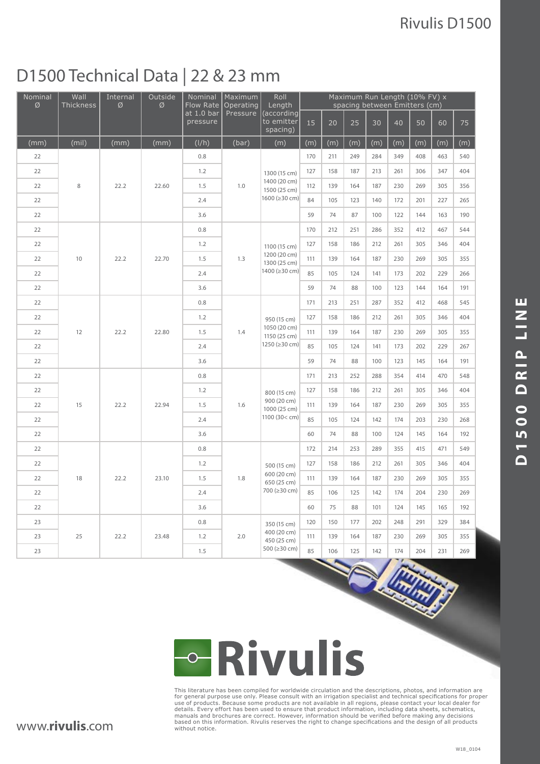# D1500 Technical Data | 22 & 23 mm

| Nominal Ø | Wall Thickness | Internal Ø | Outside Ø | Nominal Flow Rate at 1.0 bar pressure | Maximum Operating Pressure | Roll Length (according to emitter spacing) | Maximum Run Length (10% FV) x spacing between Emitters (cm) | | | | | | | |
|---|---|---|---|---|---|---|---|---|---|---|---|---|---|---|
| | | | | | | | 15 | 20 | 25 | 30 | 40 | 50 | 60 | 75 |
| (mm) | (mil) | (mm) | (mm) | (l/h) | (bar) | (m) | (m) | (m) | (m) | (m) | (m) | (m) | (m) | (m) |
| 22 | 8 | 22.2 | 22.60 | 0.8 | 1.0 | 1300 (15 cm) 1400 (20 cm) 1500 (25 cm) 1600 (≥30 cm) | 170 | 211 | 249 | 284 | 349 | 408 | 463 | 540 |
| 22 | | | | 1.2 | | | 127 | 158 | 187 | 213 | 261 | 306 | 347 | 404 |
| 22 | | | | 1.5 | | | 112 | 139 | 164 | 187 | 230 | 269 | 305 | 356 |
| 22 | | | | 2.4 | | | 84 | 105 | 123 | 140 | 172 | 201 | 227 | 265 |
| 22 | | | | 3.6 | | | 59 | 74 | 87 | 100 | 122 | 144 | 163 | 190 |
| 22 | 10 | 22.2 | 22.70 | 0.8 | 1.3 | 1100 (15 cm) 1200 (20 cm) 1300 (25 cm) 1400 (≥30 cm) | 170 | 212 | 251 | 286 | 352 | 412 | 467 | 544 |
| 22 | | | | 1.2 | | | 127 | 158 | 186 | 212 | 261 | 305 | 346 | 404 |
| 22 | | | | 1.5 | | | 111 | 139 | 164 | 187 | 230 | 269 | 305 | 355 |
| 22 | | | | 2.4 | | | 85 | 105 | 124 | 141 | 173 | 202 | 229 | 266 |
| 22 | | | | 3.6 | | | 59 | 74 | 88 | 100 | 123 | 144 | 164 | 191 |
| 22 | 12 | 22.2 | 22.80 | 0.8 | 1.4 | 950 (15 cm) 1050 (20 cm) 1150 (25 cm) 1250 (≥30 cm) | 171 | 213 | 251 | 287 | 352 | 412 | 468 | 545 |
| 22 | | | | 1.2 | | | 127 | 158 | 186 | 212 | 261 | 305 | 346 | 404 |
| 22 | | | | 1.5 | | | 111 | 139 | 164 | 187 | 230 | 269 | 305 | 355 |
| 22 | | | | 2.4 | | | 85 | 105 | 124 | 141 | 173 | 202 | 229 | 267 |
| 22 | | | | 3.6 | | | 59 | 74 | 88 | 100 | 123 | 145 | 164 | 191 |
| 22 | 15 | 22.2 | 22.94 | 0.8 | 1.6 | 800 (15 cm) 900 (20 cm) 1000 (25 cm) 1100 (30< cm) | 171 | 213 | 252 | 288 | 354 | 414 | 470 | 548 |
| 22 | | | | 1.2 | | | 127 | 158 | 186 | 212 | 261 | 305 | 346 | 404 |
| 22 | | | | 1.5 | | | 111 | 139 | 164 | 187 | 230 | 269 | 305 | 355 |
| 22 | | | | 2.4 | | | 85 | 105 | 124 | 142 | 174 | 203 | 230 | 268 |
| 22 | | | | 3.6 | | | 60 | 74 | 88 | 100 | 124 | 145 | 164 | 192 |
| 22 | 18 | 22.2 | 23.10 | 0.8 | 1.8 | 500 (15 cm) 600 (20 cm) 650 (25 cm) 700 (≥30 cm) | 172 | 214 | 253 | 289 | 355 | 415 | 471 | 549 |
| 22 | | | | 1.2 | | | 127 | 158 | 186 | 212 | 261 | 305 | 346 | 404 |
| 22 | | | | 1.5 | | | 111 | 139 | 164 | 187 | 230 | 269 | 305 | 355 |
| 22 | | | | 2.4 | | | 85 | 106 | 125 | 142 | 174 | 204 | 230 | 269 |
| 22 | | | | 3.6 | | | 60 | 75 | 88 | 101 | 124 | 145 | 165 | 192 |
| 23 | 25 | 22.2 | 23.48 | 0.8 | 2.0 | 350 (15 cm) 400 (20 cm) 450 (25 cm) 500 (≥30 cm) | 120 | 150 | 177 | 202 | 248 | 291 | 329 | 384 |
| 23 | | | | 1.2 | | | 111 | 139 | 164 | 187 | 230 | 269 | 305 | 355 |
| 23 | | | | 1.5 | | | 85 | 106 | 125 | 142 | 174 | 204 | 231 | 269 |

D1500 DRIP LINE

Rivulis

This literature has been compiled for worldwide circulation and the descriptions, photos, and information are for general purpose use only. Please consult with an irrigation specialist and technical specifications for proper use of products. Because some products are not available in all regions, please contact your local dealer for details. Every effort has been used to ensure that product information, including data sheets, schematics, manuals and brochures are correct. However, information should be verified before making any decisions based on this information. Rivulis reserves the right to change specifications and the design of all products without notice.

www.**rivulis**.com

W18_0104